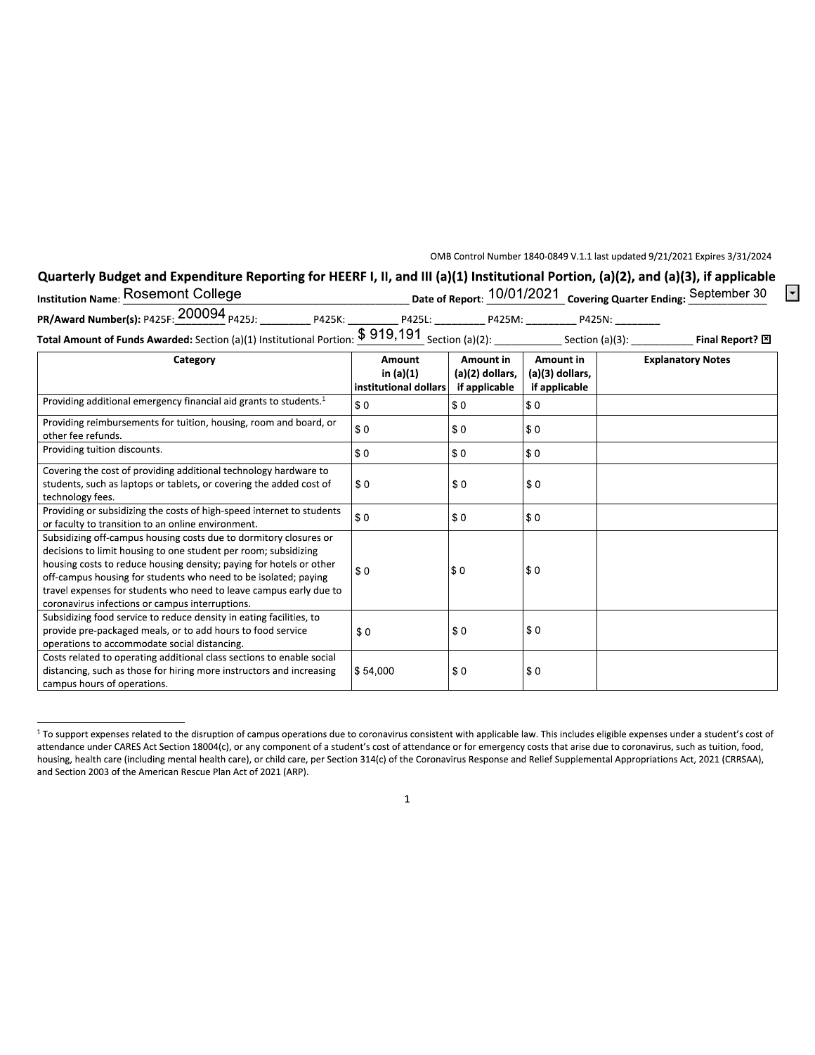OMB Control Number 1840-0849 V.1.1 last updated 9/21/2021 Expires 3/31/2024

## Quarterly Budget and Expenditure Reporting for HEERF I, II, and III (a)(1) Institutional Portion, (a)(2), and (a)(3), if applicable

**Institution Name**: Rosemont College **Date of Report**: 10/01/2021 **Covering Quarter Ending**: September 30

**PR/Award Number(s):** P425F: 200094 P425J: _________ P425K: _________ P425L: _________ P425M: _________ P425N: _________

**Total Amount of Funds Awarded:** Section (a)(1) Institutional Portion: $ 919,191 Section (a)(2): ___________ Section (a)(3): ___________ **Final Report?** ☒

| Category | Amount in (a)(1) institutional dollars | Amount in (a)(2) dollars, if applicable | Amount in (a)(3) dollars, if applicable | Explanatory Notes |
|---|---|---|---|---|
| Providing additional emergency financial aid grants to students.[1] | $ 0 | $ 0 | $ 0 | |
| Providing reimbursements for tuition, housing, room and board, or other fee refunds. | $ 0 | $ 0 | $ 0 | |
| Providing tuition discounts. | $ 0 | $ 0 | $ 0 | |
| Covering the cost of providing additional technology hardware to students, such as laptops or tablets, or covering the added cost of technology fees. | $ 0 | $ 0 | $ 0 | |
| Providing or subsidizing the costs of high-speed internet to students or faculty to transition to an online environment. | $ 0 | $ 0 | $ 0 | |
| Subsidizing off-campus housing costs due to dormitory closures or decisions to limit housing to one student per room; subsidizing housing costs to reduce housing density; paying for hotels or other off-campus housing for students who need to be isolated; paying travel expenses for students who need to leave campus early due to coronavirus infections or campus interruptions. | $ 0 | $ 0 | $ 0 | |
| Subsidizing food service to reduce density in eating facilities, to provide pre-packaged meals, or to add hours to food service operations to accommodate social distancing. | $ 0 | $ 0 | $ 0 | |
| Costs related to operating additional class sections to enable social distancing, such as those for hiring more instructors and increasing campus hours of operations. | $ 54,000 | $ 0 | $ 0 | |

[1] To support expenses related to the disruption of campus operations due to coronavirus consistent with applicable law. This includes eligible expenses under a student's cost of attendance under CARES Act Section 18004(c), or any component of a student's cost of attendance or for emergency costs that arise due to coronavirus, such as tuition, food, housing, health care (including mental health care), or child care, per Section 314(c) of the Coronavirus Response and Relief Supplemental Appropriations Act, 2021 (CRRSAA), and Section 2003 of the American Rescue Plan Act of 2021 (ARP).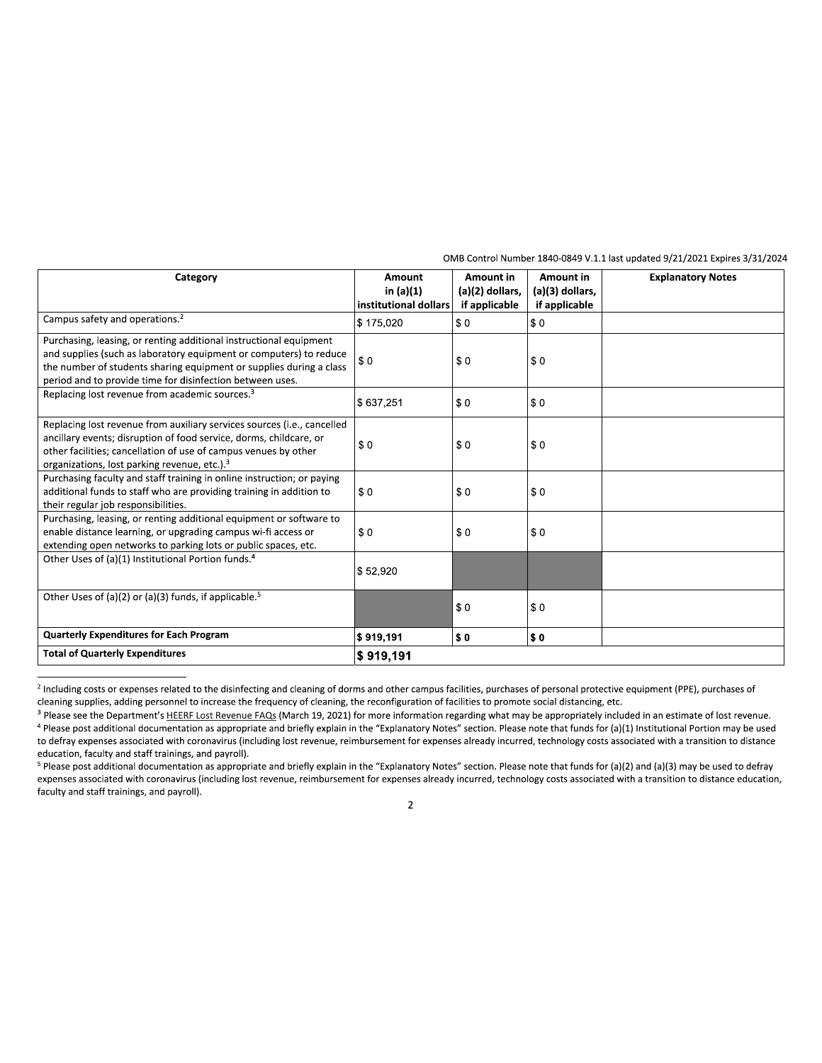OMB Control Number 1840-0849 V.1.1 last updated 9/21/2021 Expires 3/31/2024

| Category | Amount in (a)(1) institutional dollars | Amount in (a)(2) dollars, if applicable | Amount in (a)(3) dollars, if applicable | Explanatory Notes |
|---|---|---|---|---|
| Campus safety and operations.[2] | $ 175,020 | $ 0 | $ 0 | |
| Purchasing, leasing, or renting additional instructional equipment and supplies (such as laboratory equipment or computers) to reduce the number of students sharing equipment or supplies during a class period and to provide time for disinfection between uses. | $ 0 | $ 0 | $ 0 | |
| Replacing lost revenue from academic sources.[3] | $ 637,251 | $ 0 | $ 0 | |
| Replacing lost revenue from auxiliary services sources (i.e., cancelled ancillary events; disruption of food service, dorms, childcare, or other facilities; cancellation of use of campus venues by other organizations, lost parking revenue, etc.).[3] | $ 0 | $ 0 | $ 0 | |
| Purchasing faculty and staff training in online instruction; or paying additional funds to staff who are providing training in addition to their regular job responsibilities. | $ 0 | $ 0 | $ 0 | |
| Purchasing, leasing, or renting additional equipment or software to enable distance learning, or upgrading campus wi-fi access or extending open networks to parking lots or public spaces, etc. | $ 0 | $ 0 | $ 0 | |
| Other Uses of (a)(1) Institutional Portion funds.[4] | $ 52,920 | | | |
| Other Uses of (a)(2) or (a)(3) funds, if applicable.[5] | | $ 0 | $ 0 | |
| **Quarterly Expenditures for Each Program** | **$ 919,191** | **$ 0** | **$ 0** | |
| **Total of Quarterly Expenditures** | **$ 919,191** | | | |

[2] Including costs or expenses related to the disinfecting and cleaning of dorms and other campus facilities, purchases of personal protective equipment (PPE), purchases of cleaning supplies, adding personnel to increase the frequency of cleaning, the reconfiguration of facilities to promote social distancing, etc.

[3] Please see the Department's HEERF Lost Revenue FAQs (March 19, 2021) for more information regarding what may be appropriately included in an estimate of lost revenue.

[4] Please post additional documentation as appropriate and briefly explain in the "Explanatory Notes" section. Please note that funds for (a)(1) Institutional Portion may be used to defray expenses associated with coronavirus (including lost revenue, reimbursement for expenses already incurred, technology costs associated with a transition to distance education, faculty and staff trainings, and payroll).

[5] Please post additional documentation as appropriate and briefly explain in the "Explanatory Notes" section. Please note that funds for (a)(2) and (a)(3) may be used to defray expenses associated with coronavirus (including lost revenue, reimbursement for expenses already incurred, technology costs associated with a transition to distance education, faculty and staff trainings, and payroll).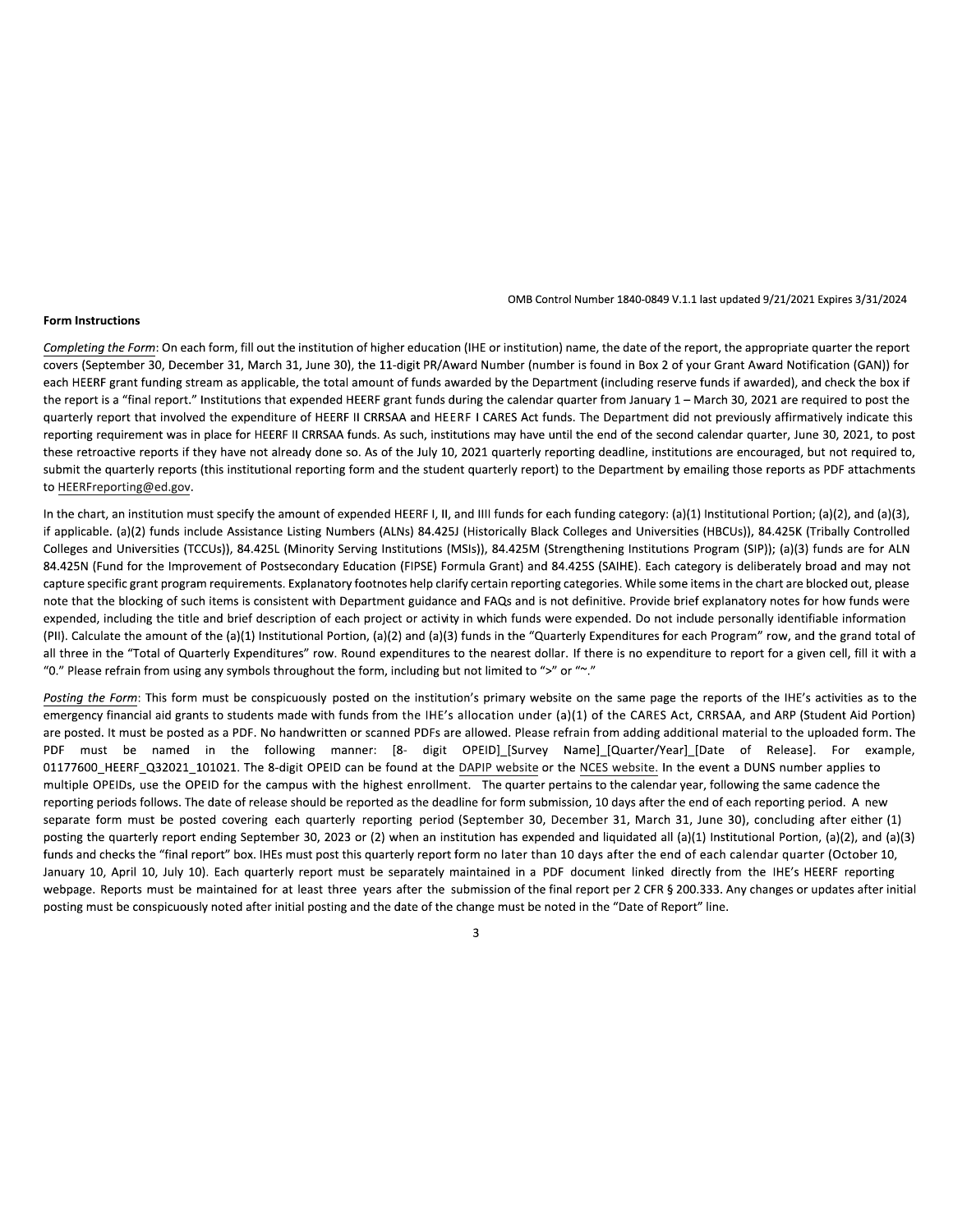OMB Control Number 1840-0849 V.1.1 last updated 9/21/2021 Expires 3/31/2024

**Form Instructions**

*Completing the Form*: On each form, fill out the institution of higher education (IHE or institution) name, the date of the report, the appropriate quarter the report covers (September 30, December 31, March 31, June 30), the 11-digit PR/Award Number (number is found in Box 2 of your Grant Award Notification (GAN)) for each HEERF grant funding stream as applicable, the total amount of funds awarded by the Department (including reserve funds if awarded), and check the box if the report is a "final report." Institutions that expended HEERF grant funds during the calendar quarter from January 1 – March 30, 2021 are required to post the quarterly report that involved the expenditure of HEERF II CRRSAA and HEERF I CARES Act funds. The Department did not previously affirmatively indicate this reporting requirement was in place for HEERF II CRRSAA funds. As such, institutions may have until the end of the second calendar quarter, June 30, 2021, to post these retroactive reports if they have not already done so. As of the July 10, 2021 quarterly reporting deadline, institutions are encouraged, but not required to, submit the quarterly reports (this institutional reporting form and the student quarterly report) to the Department by emailing those reports as PDF attachments to HEERFreporting@ed.gov.

In the chart, an institution must specify the amount of expended HEERF I, II, and IIII funds for each funding category: (a)(1) Institutional Portion; (a)(2), and (a)(3), if applicable. (a)(2) funds include Assistance Listing Numbers (ALNs) 84.425J (Historically Black Colleges and Universities (HBCUs)), 84.425K (Tribally Controlled Colleges and Universities (TCCUs)), 84.425L (Minority Serving Institutions (MSIs)), 84.425M (Strengthening Institutions Program (SIP)); (a)(3) funds are for ALN 84.425N (Fund for the Improvement of Postsecondary Education (FIPSE) Formula Grant) and 84.425S (SAIHE). Each category is deliberately broad and may not capture specific grant program requirements. Explanatory footnotes help clarify certain reporting categories. While some items in the chart are blocked out, please note that the blocking of such items is consistent with Department guidance and FAQs and is not definitive. Provide brief explanatory notes for how funds were expended, including the title and brief description of each project or activity in which funds were expended. Do not include personally identifiable information (PII). Calculate the amount of the (a)(1) Institutional Portion, (a)(2) and (a)(3) funds in the "Quarterly Expenditures for each Program" row, and the grand total of all three in the "Total of Quarterly Expenditures" row. Round expenditures to the nearest dollar. If there is no expenditure to report for a given cell, fill it with a "0." Please refrain from using any symbols throughout the form, including but not limited to ">" or "~."

*Posting the Form*: This form must be conspicuously posted on the institution's primary website on the same page the reports of the IHE's activities as to the emergency financial aid grants to students made with funds from the IHE's allocation under (a)(1) of the CARES Act, CRRSAA, and ARP (Student Aid Portion) are posted. It must be posted as a PDF. No handwritten or scanned PDFs are allowed. Please refrain from adding additional material to the uploaded form. The PDF must be named in the following manner: [8- digit OPEID]_[Survey Name]_[Quarter/Year]_[Date of Release]. For example, 01177600_HEERF_Q32021_101021. The 8-digit OPEID can be found at the DAPIP website or the NCES website. In the event a DUNS number applies to multiple OPEIDs, use the OPEID for the campus with the highest enrollment. The quarter pertains to the calendar year, following the same cadence the reporting periods follows. The date of release should be reported as the deadline for form submission, 10 days after the end of each reporting period. A new separate form must be posted covering each quarterly reporting period (September 30, December 31, March 31, June 30), concluding after either (1) posting the quarterly report ending September 30, 2023 or (2) when an institution has expended and liquidated all (a)(1) Institutional Portion, (a)(2), and (a)(3) funds and checks the "final report" box. IHEs must post this quarterly report form no later than 10 days after the end of each calendar quarter (October 10, January 10, April 10, July 10). Each quarterly report must be separately maintained in a PDF document linked directly from the IHE's HEERF reporting webpage. Reports must be maintained for at least three years after the submission of the final report per 2 CFR § 200.333. Any changes or updates after initial posting must be conspicuously noted after initial posting and the date of the change must be noted in the "Date of Report" line.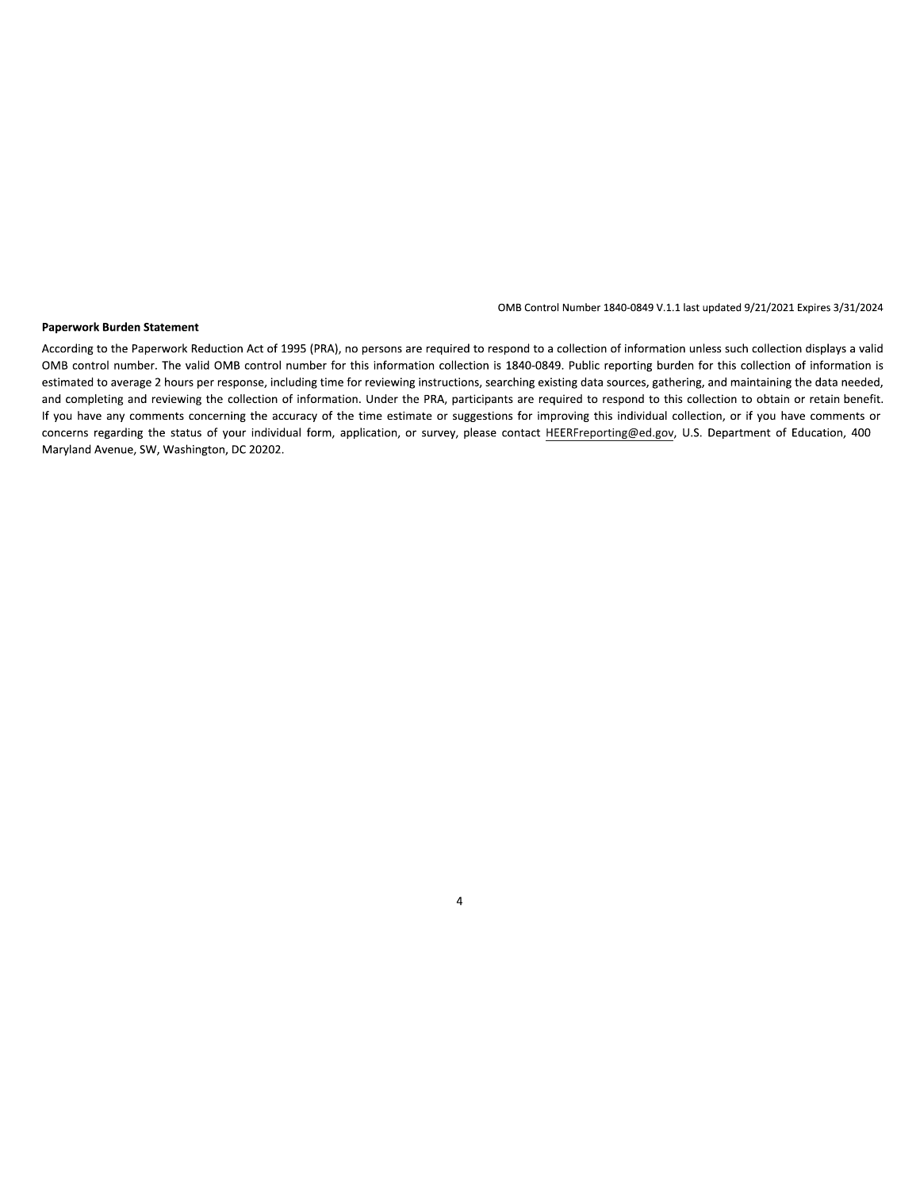OMB Control Number 1840-0849 V.1.1 last updated 9/21/2021 Expires 3/31/2024

**Paperwork Burden Statement**

According to the Paperwork Reduction Act of 1995 (PRA), no persons are required to respond to a collection of information unless such collection displays a valid OMB control number. The valid OMB control number for this information collection is 1840-0849. Public reporting burden for this collection of information is estimated to average 2 hours per response, including time for reviewing instructions, searching existing data sources, gathering, and maintaining the data needed, and completing and reviewing the collection of information. Under the PRA, participants are required to respond to this collection to obtain or retain benefit. If you have any comments concerning the accuracy of the time estimate or suggestions for improving this individual collection, or if you have comments or concerns regarding the status of your individual form, application, or survey, please contact HEERFreporting@ed.gov, U.S. Department of Education, 400 Maryland Avenue, SW, Washington, DC 20202.